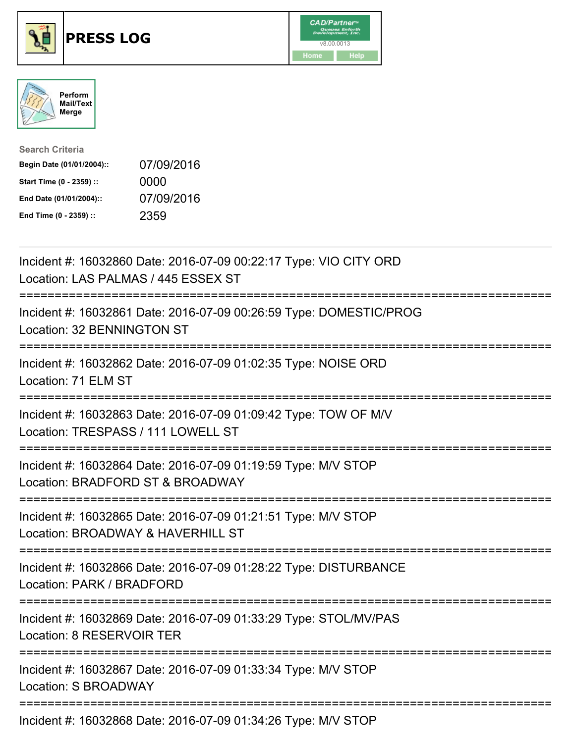# PRESS LOG

CAD/Partner
v8.00.0013
Home Help

Perform Mail/Text Merge

**Search Criteria**

| | |
|---|---|
| **Begin Date (01/01/2004)::** | 07/09/2016 |
| **Start Time (0 - 2359) ::** | 0000 |
| **End Date (01/01/2004)::** | 07/09/2016 |
| **End Time (0 - 2359) ::** | 2359 |

---

Incident #: 16032860 Date: 2016-07-09 00:22:17 Type: VIO CITY ORD
Location: LAS PALMAS / 445 ESSEX ST

===========================================================================

Incident #: 16032861 Date: 2016-07-09 00:26:59 Type: DOMESTIC/PROG
Location: 32 BENNINGTON ST

===========================================================================

Incident #: 16032862 Date: 2016-07-09 01:02:35 Type: NOISE ORD
Location: 71 ELM ST

===========================================================================

Incident #: 16032863 Date: 2016-07-09 01:09:42 Type: TOW OF M/V
Location: TRESPASS / 111 LOWELL ST

===========================================================================

Incident #: 16032864 Date: 2016-07-09 01:19:59 Type: M/V STOP
Location: BRADFORD ST & BROADWAY

===========================================================================

Incident #: 16032865 Date: 2016-07-09 01:21:51 Type: M/V STOP
Location: BROADWAY & HAVERHILL ST

===========================================================================

Incident #: 16032866 Date: 2016-07-09 01:28:22 Type: DISTURBANCE
Location: PARK / BRADFORD

===========================================================================

Incident #: 16032869 Date: 2016-07-09 01:33:29 Type: STOL/MV/PAS
Location: 8 RESERVOIR TER

===========================================================================

Incident #: 16032867 Date: 2016-07-09 01:33:34 Type: M/V STOP
Location: S BROADWAY

===========================================================================

Incident #: 16032868 Date: 2016-07-09 01:34:26 Type: M/V STOP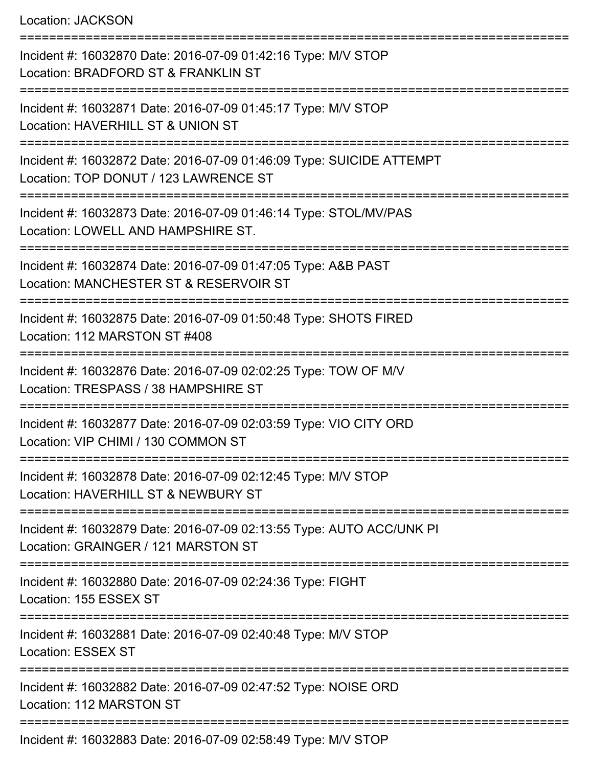Location: JACKSON

===========================================================================

Incident #: 16032870 Date: 2016-07-09 01:42:16 Type: M/V STOP
Location: BRADFORD ST & FRANKLIN ST

===========================================================================

Incident #: 16032871 Date: 2016-07-09 01:45:17 Type: M/V STOP
Location: HAVERHILL ST & UNION ST

===========================================================================

Incident #: 16032872 Date: 2016-07-09 01:46:09 Type: SUICIDE ATTEMPT
Location: TOP DONUT / 123 LAWRENCE ST

===========================================================================

Incident #: 16032873 Date: 2016-07-09 01:46:14 Type: STOL/MV/PAS
Location: LOWELL AND HAMPSHIRE ST.

===========================================================================

Incident #: 16032874 Date: 2016-07-09 01:47:05 Type: A&B PAST
Location: MANCHESTER ST & RESERVOIR ST

===========================================================================

Incident #: 16032875 Date: 2016-07-09 01:50:48 Type: SHOTS FIRED
Location: 112 MARSTON ST #408

===========================================================================

Incident #: 16032876 Date: 2016-07-09 02:02:25 Type: TOW OF M/V
Location: TRESPASS / 38 HAMPSHIRE ST

===========================================================================

Incident #: 16032877 Date: 2016-07-09 02:03:59 Type: VIO CITY ORD
Location: VIP CHIMI / 130 COMMON ST

===========================================================================

Incident #: 16032878 Date: 2016-07-09 02:12:45 Type: M/V STOP
Location: HAVERHILL ST & NEWBURY ST

===========================================================================

Incident #: 16032879 Date: 2016-07-09 02:13:55 Type: AUTO ACC/UNK PI
Location: GRAINGER / 121 MARSTON ST

===========================================================================

Incident #: 16032880 Date: 2016-07-09 02:24:36 Type: FIGHT
Location: 155 ESSEX ST

===========================================================================

Incident #: 16032881 Date: 2016-07-09 02:40:48 Type: M/V STOP
Location: ESSEX ST

===========================================================================

Incident #: 16032882 Date: 2016-07-09 02:47:52 Type: NOISE ORD
Location: 112 MARSTON ST

===========================================================================

Incident #: 16032883 Date: 2016-07-09 02:58:49 Type: M/V STOP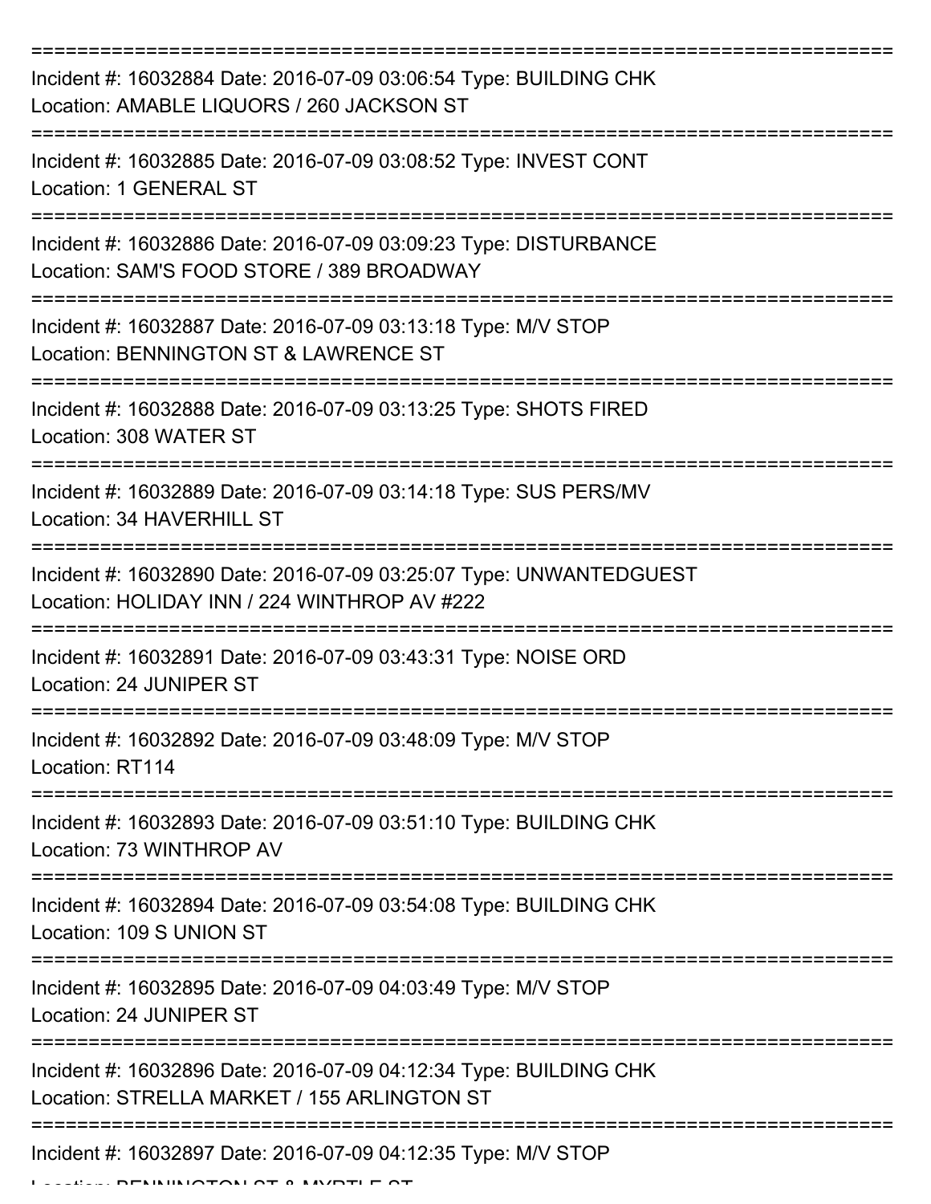Incident #: 16032884 Date: 2016-07-09 03:06:54 Type: BUILDING CHK
Location: AMABLE LIQUORS / 260 JACKSON ST

Incident #: 16032885 Date: 2016-07-09 03:08:52 Type: INVEST CONT
Location: 1 GENERAL ST

Incident #: 16032886 Date: 2016-07-09 03:09:23 Type: DISTURBANCE
Location: SAM'S FOOD STORE / 389 BROADWAY

Incident #: 16032887 Date: 2016-07-09 03:13:18 Type: M/V STOP
Location: BENNINGTON ST & LAWRENCE ST

Incident #: 16032888 Date: 2016-07-09 03:13:25 Type: SHOTS FIRED
Location: 308 WATER ST

Incident #: 16032889 Date: 2016-07-09 03:14:18 Type: SUS PERS/MV
Location: 34 HAVERHILL ST

Incident #: 16032890 Date: 2016-07-09 03:25:07 Type: UNWANTEDGUEST
Location: HOLIDAY INN / 224 WINTHROP AV #222

Incident #: 16032891 Date: 2016-07-09 03:43:31 Type: NOISE ORD
Location: 24 JUNIPER ST

Incident #: 16032892 Date: 2016-07-09 03:48:09 Type: M/V STOP
Location: RT114

Incident #: 16032893 Date: 2016-07-09 03:51:10 Type: BUILDING CHK
Location: 73 WINTHROP AV

Incident #: 16032894 Date: 2016-07-09 03:54:08 Type: BUILDING CHK
Location: 109 S UNION ST

Incident #: 16032895 Date: 2016-07-09 04:03:49 Type: M/V STOP
Location: 24 JUNIPER ST

Incident #: 16032896 Date: 2016-07-09 04:12:34 Type: BUILDING CHK
Location: STRELLA MARKET / 155 ARLINGTON ST

Incident #: 16032897 Date: 2016-07-09 04:12:35 Type: M/V STOP
Location: BENNINGTON ST & MYRTLE ST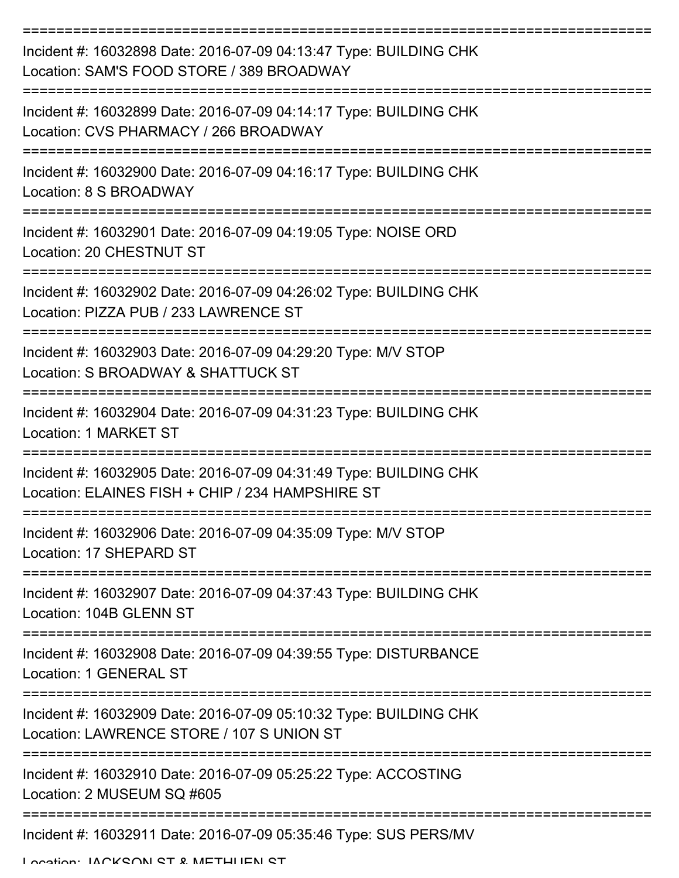Incident #: 16032898 Date: 2016-07-09 04:13:47 Type: BUILDING CHK
Location: SAM'S FOOD STORE / 389 BROADWAY

Incident #: 16032899 Date: 2016-07-09 04:14:17 Type: BUILDING CHK
Location: CVS PHARMACY / 266 BROADWAY

Incident #: 16032900 Date: 2016-07-09 04:16:17 Type: BUILDING CHK
Location: 8 S BROADWAY

Incident #: 16032901 Date: 2016-07-09 04:19:05 Type: NOISE ORD
Location: 20 CHESTNUT ST

Incident #: 16032902 Date: 2016-07-09 04:26:02 Type: BUILDING CHK
Location: PIZZA PUB / 233 LAWRENCE ST

Incident #: 16032903 Date: 2016-07-09 04:29:20 Type: M/V STOP
Location: S BROADWAY & SHATTUCK ST

Incident #: 16032904 Date: 2016-07-09 04:31:23 Type: BUILDING CHK
Location: 1 MARKET ST

Incident #: 16032905 Date: 2016-07-09 04:31:49 Type: BUILDING CHK
Location: ELAINES FISH + CHIP / 234 HAMPSHIRE ST

Incident #: 16032906 Date: 2016-07-09 04:35:09 Type: M/V STOP
Location: 17 SHEPARD ST

Incident #: 16032907 Date: 2016-07-09 04:37:43 Type: BUILDING CHK
Location: 104B GLENN ST

Incident #: 16032908 Date: 2016-07-09 04:39:55 Type: DISTURBANCE
Location: 1 GENERAL ST

Incident #: 16032909 Date: 2016-07-09 05:10:32 Type: BUILDING CHK
Location: LAWRENCE STORE / 107 S UNION ST

Incident #: 16032910 Date: 2016-07-09 05:25:22 Type: ACCOSTING
Location: 2 MUSEUM SQ #605

Incident #: 16032911 Date: 2016-07-09 05:35:46 Type: SUS PERS/MV
Location: JACKSON ST & METHUEN ST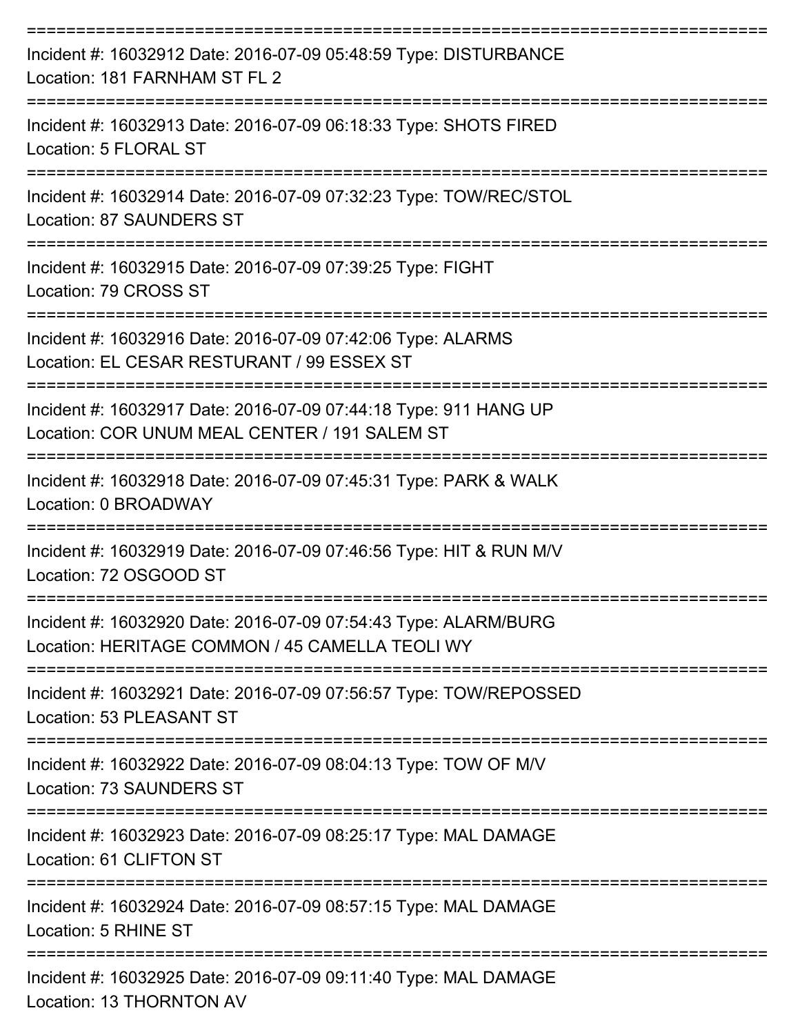===========================================================================

Incident #: 16032912 Date: 2016-07-09 05:48:59 Type: DISTURBANCE
Location: 181 FARNHAM ST FL 2

===========================================================================

Incident #: 16032913 Date: 2016-07-09 06:18:33 Type: SHOTS FIRED
Location: 5 FLORAL ST

===========================================================================

Incident #: 16032914 Date: 2016-07-09 07:32:23 Type: TOW/REC/STOL
Location: 87 SAUNDERS ST

===========================================================================

Incident #: 16032915 Date: 2016-07-09 07:39:25 Type: FIGHT
Location: 79 CROSS ST

===========================================================================

Incident #: 16032916 Date: 2016-07-09 07:42:06 Type: ALARMS
Location: EL CESAR RESTURANT / 99 ESSEX ST

===========================================================================

Incident #: 16032917 Date: 2016-07-09 07:44:18 Type: 911 HANG UP
Location: COR UNUM MEAL CENTER / 191 SALEM ST

===========================================================================

Incident #: 16032918 Date: 2016-07-09 07:45:31 Type: PARK & WALK
Location: 0 BROADWAY

===========================================================================

Incident #: 16032919 Date: 2016-07-09 07:46:56 Type: HIT & RUN M/V
Location: 72 OSGOOD ST

===========================================================================

Incident #: 16032920 Date: 2016-07-09 07:54:43 Type: ALARM/BURG
Location: HERITAGE COMMON / 45 CAMELLA TEOLI WY

===========================================================================

Incident #: 16032921 Date: 2016-07-09 07:56:57 Type: TOW/REPOSSED
Location: 53 PLEASANT ST

===========================================================================

Incident #: 16032922 Date: 2016-07-09 08:04:13 Type: TOW OF M/V
Location: 73 SAUNDERS ST

===========================================================================

Incident #: 16032923 Date: 2016-07-09 08:25:17 Type: MAL DAMAGE
Location: 61 CLIFTON ST

===========================================================================

Incident #: 16032924 Date: 2016-07-09 08:57:15 Type: MAL DAMAGE
Location: 5 RHINE ST

===========================================================================

Incident #: 16032925 Date: 2016-07-09 09:11:40 Type: MAL DAMAGE
Location: 13 THORNTON AV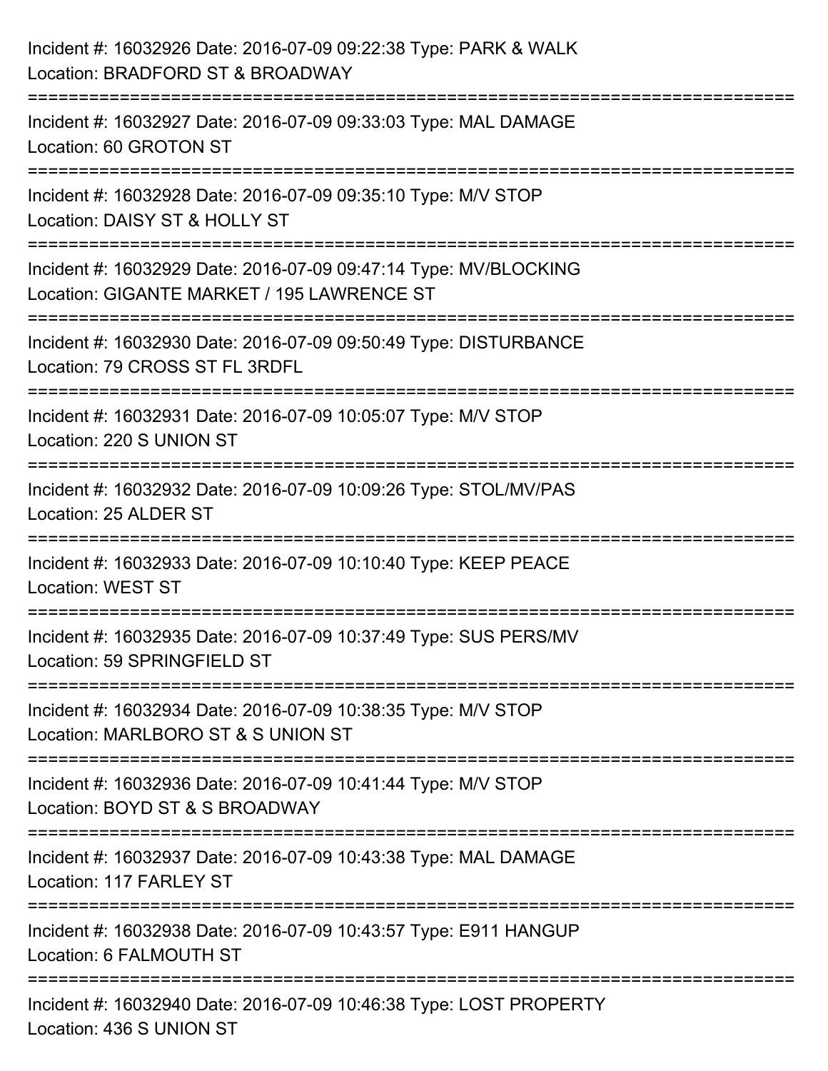Incident #: 16032926 Date: 2016-07-09 09:22:38 Type: PARK & WALK
Location: BRADFORD ST & BROADWAY

===========================================================================

Incident #: 16032927 Date: 2016-07-09 09:33:03 Type: MAL DAMAGE
Location: 60 GROTON ST

===========================================================================

Incident #: 16032928 Date: 2016-07-09 09:35:10 Type: M/V STOP
Location: DAISY ST & HOLLY ST

===========================================================================

Incident #: 16032929 Date: 2016-07-09 09:47:14 Type: MV/BLOCKING
Location: GIGANTE MARKET / 195 LAWRENCE ST

===========================================================================

Incident #: 16032930 Date: 2016-07-09 09:50:49 Type: DISTURBANCE
Location: 79 CROSS ST FL 3RDFL

===========================================================================

Incident #: 16032931 Date: 2016-07-09 10:05:07 Type: M/V STOP
Location: 220 S UNION ST

===========================================================================

Incident #: 16032932 Date: 2016-07-09 10:09:26 Type: STOL/MV/PAS
Location: 25 ALDER ST

===========================================================================

Incident #: 16032933 Date: 2016-07-09 10:10:40 Type: KEEP PEACE
Location: WEST ST

===========================================================================

Incident #: 16032935 Date: 2016-07-09 10:37:49 Type: SUS PERS/MV
Location: 59 SPRINGFIELD ST

===========================================================================

Incident #: 16032934 Date: 2016-07-09 10:38:35 Type: M/V STOP
Location: MARLBORO ST & S UNION ST

===========================================================================

Incident #: 16032936 Date: 2016-07-09 10:41:44 Type: M/V STOP
Location: BOYD ST & S BROADWAY

===========================================================================

Incident #: 16032937 Date: 2016-07-09 10:43:38 Type: MAL DAMAGE
Location: 117 FARLEY ST

===========================================================================

Incident #: 16032938 Date: 2016-07-09 10:43:57 Type: E911 HANGUP
Location: 6 FALMOUTH ST

===========================================================================

Incident #: 16032940 Date: 2016-07-09 10:46:38 Type: LOST PROPERTY
Location: 436 S UNION ST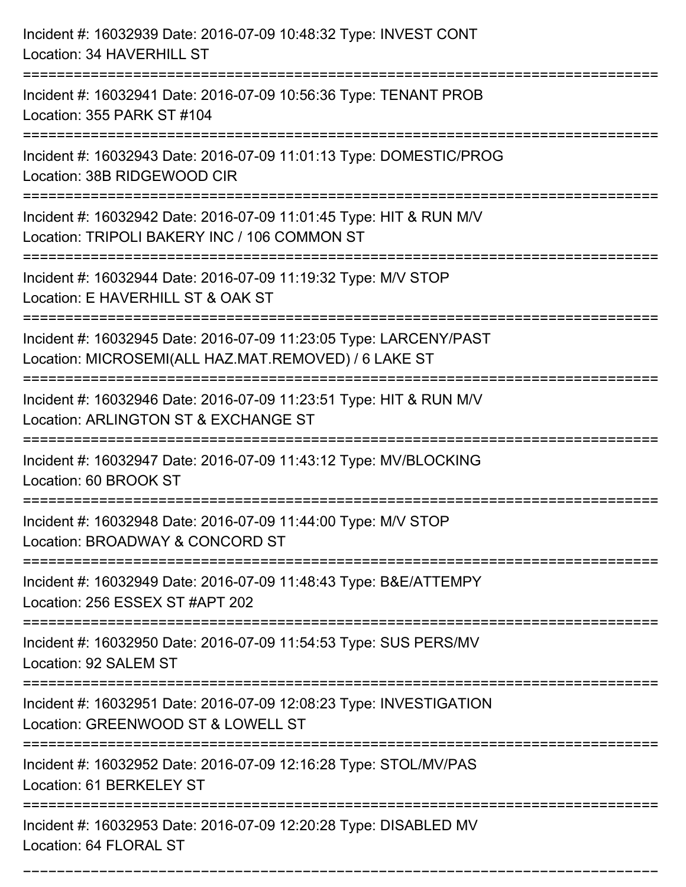Incident #: 16032939 Date: 2016-07-09 10:48:32 Type: INVEST CONT
Location: 34 HAVERHILL ST

===========================================================================

Incident #: 16032941 Date: 2016-07-09 10:56:36 Type: TENANT PROB
Location: 355 PARK ST #104

===========================================================================

Incident #: 16032943 Date: 2016-07-09 11:01:13 Type: DOMESTIC/PROG
Location: 38B RIDGEWOOD CIR

===========================================================================

Incident #: 16032942 Date: 2016-07-09 11:01:45 Type: HIT & RUN M/V
Location: TRIPOLI BAKERY INC / 106 COMMON ST

===========================================================================

Incident #: 16032944 Date: 2016-07-09 11:19:32 Type: M/V STOP
Location: E HAVERHILL ST & OAK ST

===========================================================================

Incident #: 16032945 Date: 2016-07-09 11:23:05 Type: LARCENY/PAST
Location: MICROSEMI(ALL HAZ.MAT.REMOVED) / 6 LAKE ST

===========================================================================

Incident #: 16032946 Date: 2016-07-09 11:23:51 Type: HIT & RUN M/V
Location: ARLINGTON ST & EXCHANGE ST

===========================================================================

Incident #: 16032947 Date: 2016-07-09 11:43:12 Type: MV/BLOCKING
Location: 60 BROOK ST

===========================================================================

Incident #: 16032948 Date: 2016-07-09 11:44:00 Type: M/V STOP
Location: BROADWAY & CONCORD ST

===========================================================================

Incident #: 16032949 Date: 2016-07-09 11:48:43 Type: B&E/ATTEMPY
Location: 256 ESSEX ST #APT 202

===========================================================================

Incident #: 16032950 Date: 2016-07-09 11:54:53 Type: SUS PERS/MV
Location: 92 SALEM ST

===========================================================================

Incident #: 16032951 Date: 2016-07-09 12:08:23 Type: INVESTIGATION
Location: GREENWOOD ST & LOWELL ST

===========================================================================

Incident #: 16032952 Date: 2016-07-09 12:16:28 Type: STOL/MV/PAS
Location: 61 BERKELEY ST

===========================================================================

Incident #: 16032953 Date: 2016-07-09 12:20:28 Type: DISABLED MV
Location: 64 FLORAL ST

===========================================================================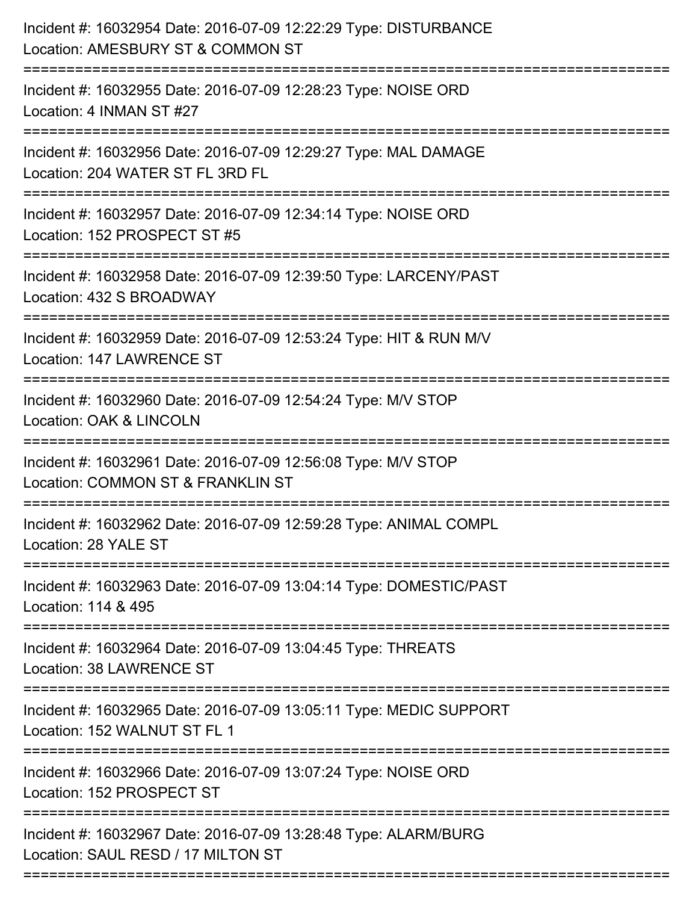Incident #: 16032954 Date: 2016-07-09 12:22:29 Type: DISTURBANCE
Location: AMESBURY ST & COMMON ST

===========================================================================

Incident #: 16032955 Date: 2016-07-09 12:28:23 Type: NOISE ORD
Location: 4 INMAN ST #27

===========================================================================

Incident #: 16032956 Date: 2016-07-09 12:29:27 Type: MAL DAMAGE
Location: 204 WATER ST FL 3RD FL

===========================================================================

Incident #: 16032957 Date: 2016-07-09 12:34:14 Type: NOISE ORD
Location: 152 PROSPECT ST #5

===========================================================================

Incident #: 16032958 Date: 2016-07-09 12:39:50 Type: LARCENY/PAST
Location: 432 S BROADWAY

===========================================================================

Incident #: 16032959 Date: 2016-07-09 12:53:24 Type: HIT & RUN M/V
Location: 147 LAWRENCE ST

===========================================================================

Incident #: 16032960 Date: 2016-07-09 12:54:24 Type: M/V STOP
Location: OAK & LINCOLN

===========================================================================

Incident #: 16032961 Date: 2016-07-09 12:56:08 Type: M/V STOP
Location: COMMON ST & FRANKLIN ST

===========================================================================

Incident #: 16032962 Date: 2016-07-09 12:59:28 Type: ANIMAL COMPL
Location: 28 YALE ST

===========================================================================

Incident #: 16032963 Date: 2016-07-09 13:04:14 Type: DOMESTIC/PAST
Location: 114 & 495

===========================================================================

Incident #: 16032964 Date: 2016-07-09 13:04:45 Type: THREATS
Location: 38 LAWRENCE ST

===========================================================================

Incident #: 16032965 Date: 2016-07-09 13:05:11 Type: MEDIC SUPPORT
Location: 152 WALNUT ST FL 1

===========================================================================

Incident #: 16032966 Date: 2016-07-09 13:07:24 Type: NOISE ORD
Location: 152 PROSPECT ST

===========================================================================

Incident #: 16032967 Date: 2016-07-09 13:28:48 Type: ALARM/BURG
Location: SAUL RESD / 17 MILTON ST

===========================================================================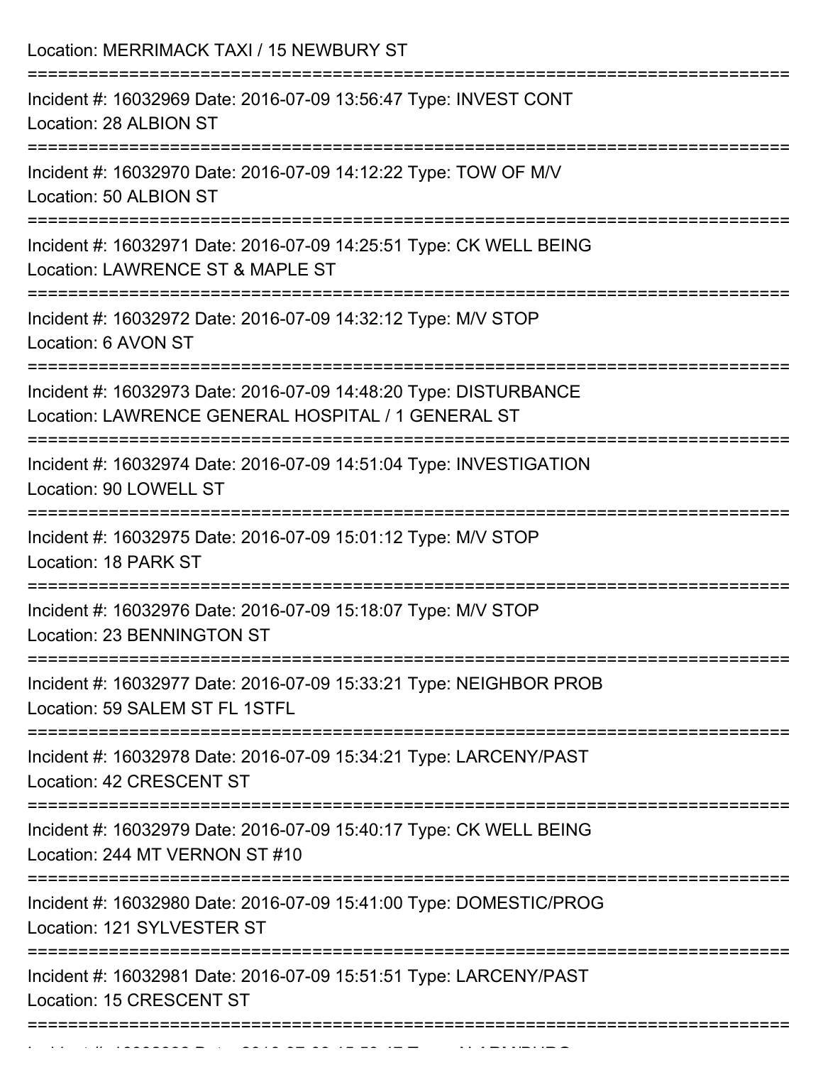Location: MERRIMACK TAXI / 15 NEWBURY ST

===========================================================================

Incident #: 16032969 Date: 2016-07-09 13:56:47 Type: INVEST CONT
Location: 28 ALBION ST

===========================================================================

Incident #: 16032970 Date: 2016-07-09 14:12:22 Type: TOW OF M/V
Location: 50 ALBION ST

===========================================================================

Incident #: 16032971 Date: 2016-07-09 14:25:51 Type: CK WELL BEING
Location: LAWRENCE ST & MAPLE ST

===========================================================================

Incident #: 16032972 Date: 2016-07-09 14:32:12 Type: M/V STOP
Location: 6 AVON ST

===========================================================================

Incident #: 16032973 Date: 2016-07-09 14:48:20 Type: DISTURBANCE
Location: LAWRENCE GENERAL HOSPITAL / 1 GENERAL ST

===========================================================================

Incident #: 16032974 Date: 2016-07-09 14:51:04 Type: INVESTIGATION
Location: 90 LOWELL ST

===========================================================================

Incident #: 16032975 Date: 2016-07-09 15:01:12 Type: M/V STOP
Location: 18 PARK ST

===========================================================================

Incident #: 16032976 Date: 2016-07-09 15:18:07 Type: M/V STOP
Location: 23 BENNINGTON ST

===========================================================================

Incident #: 16032977 Date: 2016-07-09 15:33:21 Type: NEIGHBOR PROB
Location: 59 SALEM ST FL 1STFL

===========================================================================

Incident #: 16032978 Date: 2016-07-09 15:34:21 Type: LARCENY/PAST
Location: 42 CRESCENT ST

===========================================================================

Incident #: 16032979 Date: 2016-07-09 15:40:17 Type: CK WELL BEING
Location: 244 MT VERNON ST #10

===========================================================================

Incident #: 16032980 Date: 2016-07-09 15:41:00 Type: DOMESTIC/PROG
Location: 121 SYLVESTER ST

===========================================================================

Incident #: 16032981 Date: 2016-07-09 15:51:51 Type: LARCENY/PAST
Location: 15 CRESCENT ST

===========================================================================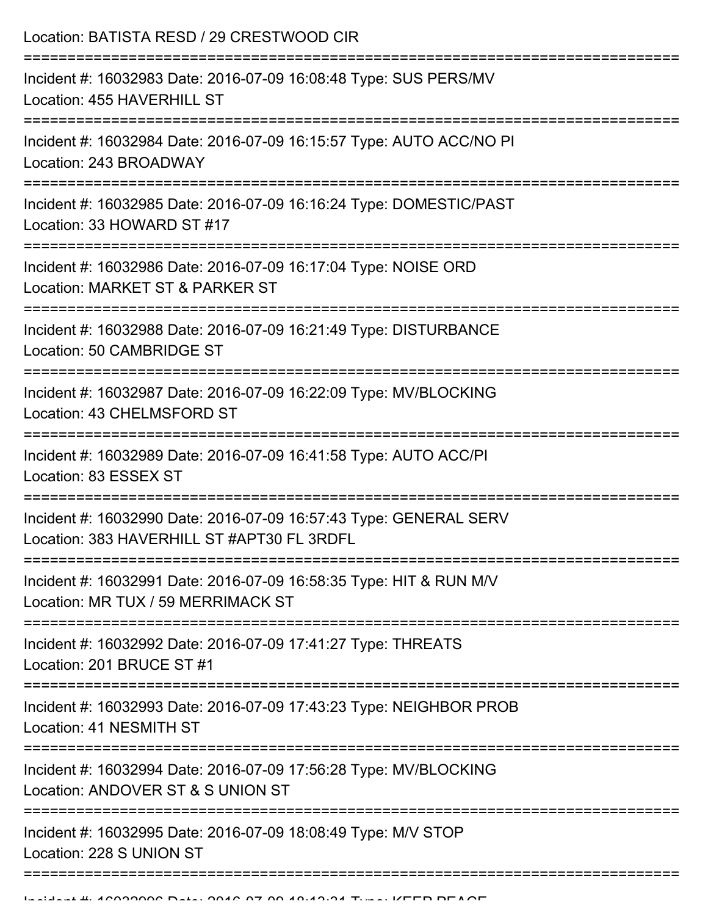Location: BATISTA RESD / 29 CRESTWOOD CIR

===========================================================================

Incident #: 16032983 Date: 2016-07-09 16:08:48 Type: SUS PERS/MV
Location: 455 HAVERHILL ST

===========================================================================

Incident #: 16032984 Date: 2016-07-09 16:15:57 Type: AUTO ACC/NO PI
Location: 243 BROADWAY

===========================================================================

Incident #: 16032985 Date: 2016-07-09 16:16:24 Type: DOMESTIC/PAST
Location: 33 HOWARD ST #17

===========================================================================

Incident #: 16032986 Date: 2016-07-09 16:17:04 Type: NOISE ORD
Location: MARKET ST & PARKER ST

===========================================================================

Incident #: 16032988 Date: 2016-07-09 16:21:49 Type: DISTURBANCE
Location: 50 CAMBRIDGE ST

===========================================================================

Incident #: 16032987 Date: 2016-07-09 16:22:09 Type: MV/BLOCKING
Location: 43 CHELMSFORD ST

===========================================================================

Incident #: 16032989 Date: 2016-07-09 16:41:58 Type: AUTO ACC/PI
Location: 83 ESSEX ST

===========================================================================

Incident #: 16032990 Date: 2016-07-09 16:57:43 Type: GENERAL SERV
Location: 383 HAVERHILL ST #APT30 FL 3RDFL

===========================================================================

Incident #: 16032991 Date: 2016-07-09 16:58:35 Type: HIT & RUN M/V
Location: MR TUX / 59 MERRIMACK ST

===========================================================================

Incident #: 16032992 Date: 2016-07-09 17:41:27 Type: THREATS
Location: 201 BRUCE ST #1

===========================================================================

Incident #: 16032993 Date: 2016-07-09 17:43:23 Type: NEIGHBOR PROB
Location: 41 NESMITH ST

===========================================================================

Incident #: 16032994 Date: 2016-07-09 17:56:28 Type: MV/BLOCKING
Location: ANDOVER ST & S UNION ST

===========================================================================

Incident #: 16032995 Date: 2016-07-09 18:08:49 Type: M/V STOP
Location: 228 S UNION ST

===========================================================================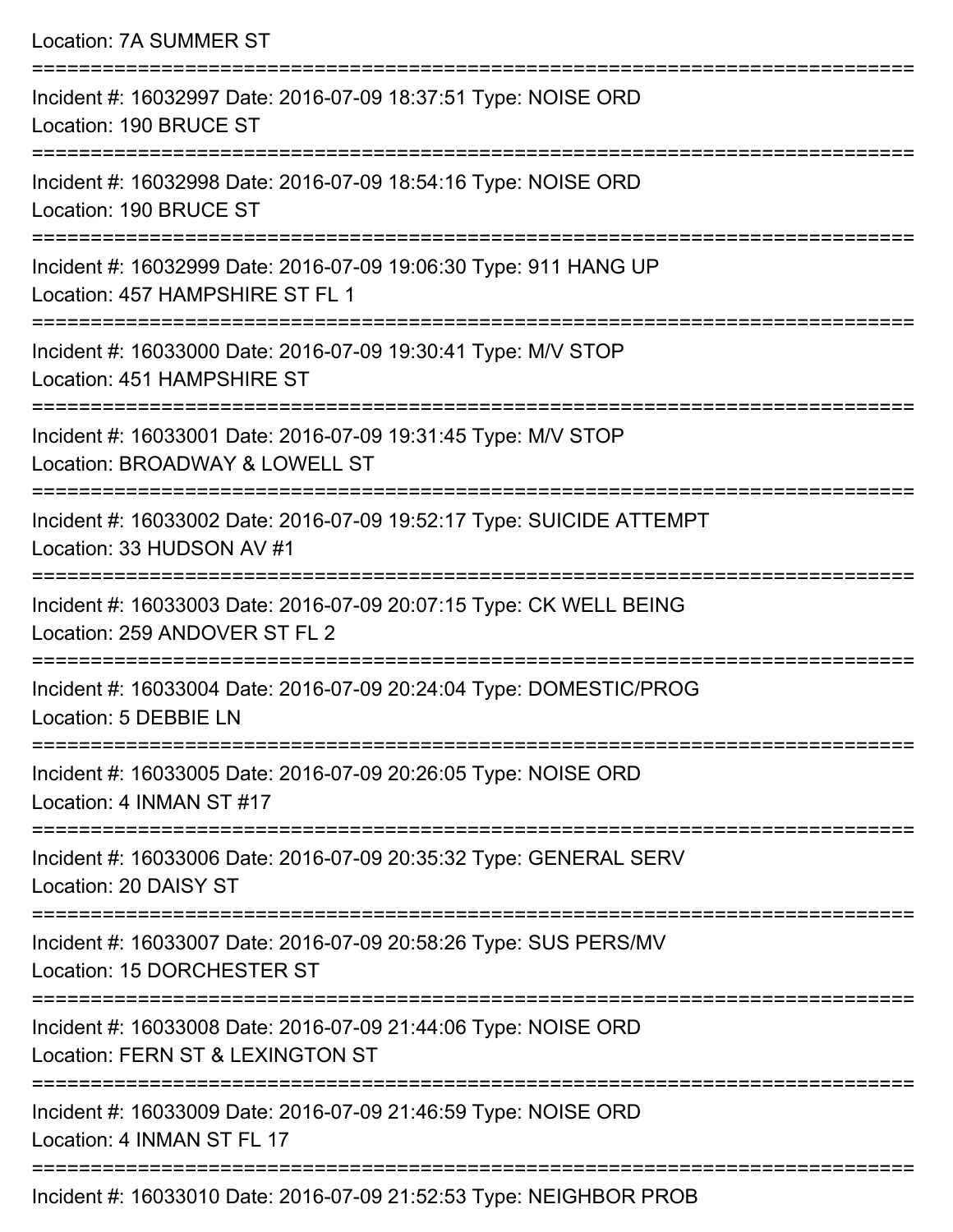Location: 7A SUMMER ST

===========================================================================

Incident #: 16032997 Date: 2016-07-09 18:37:51 Type: NOISE ORD
Location: 190 BRUCE ST

===========================================================================

Incident #: 16032998 Date: 2016-07-09 18:54:16 Type: NOISE ORD
Location: 190 BRUCE ST

===========================================================================

Incident #: 16032999 Date: 2016-07-09 19:06:30 Type: 911 HANG UP
Location: 457 HAMPSHIRE ST FL 1

===========================================================================

Incident #: 16033000 Date: 2016-07-09 19:30:41 Type: M/V STOP
Location: 451 HAMPSHIRE ST

===========================================================================

Incident #: 16033001 Date: 2016-07-09 19:31:45 Type: M/V STOP
Location: BROADWAY & LOWELL ST

===========================================================================

Incident #: 16033002 Date: 2016-07-09 19:52:17 Type: SUICIDE ATTEMPT
Location: 33 HUDSON AV #1

===========================================================================

Incident #: 16033003 Date: 2016-07-09 20:07:15 Type: CK WELL BEING
Location: 259 ANDOVER ST FL 2

===========================================================================

Incident #: 16033004 Date: 2016-07-09 20:24:04 Type: DOMESTIC/PROG
Location: 5 DEBBIE LN

===========================================================================

Incident #: 16033005 Date: 2016-07-09 20:26:05 Type: NOISE ORD
Location: 4 INMAN ST #17

===========================================================================

Incident #: 16033006 Date: 2016-07-09 20:35:32 Type: GENERAL SERV
Location: 20 DAISY ST

===========================================================================

Incident #: 16033007 Date: 2016-07-09 20:58:26 Type: SUS PERS/MV
Location: 15 DORCHESTER ST

===========================================================================

Incident #: 16033008 Date: 2016-07-09 21:44:06 Type: NOISE ORD
Location: FERN ST & LEXINGTON ST

===========================================================================

Incident #: 16033009 Date: 2016-07-09 21:46:59 Type: NOISE ORD
Location: 4 INMAN ST FL 17

===========================================================================

Incident #: 16033010 Date: 2016-07-09 21:52:53 Type: NEIGHBOR PROB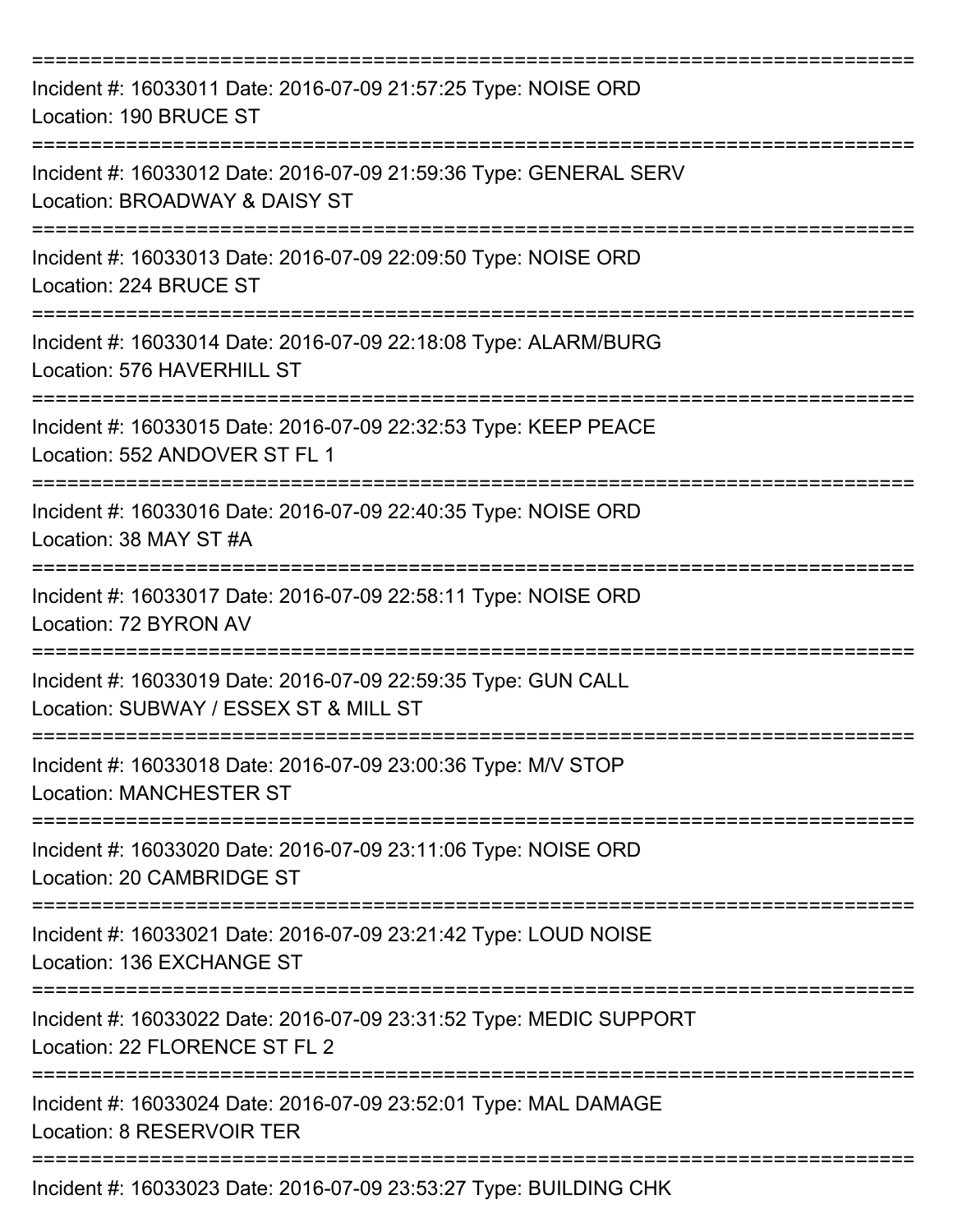===========================================================================

Incident #: 16033011 Date: 2016-07-09 21:57:25 Type: NOISE ORD
Location: 190 BRUCE ST

===========================================================================

Incident #: 16033012 Date: 2016-07-09 21:59:36 Type: GENERAL SERV
Location: BROADWAY & DAISY ST

===========================================================================

Incident #: 16033013 Date: 2016-07-09 22:09:50 Type: NOISE ORD
Location: 224 BRUCE ST

===========================================================================

Incident #: 16033014 Date: 2016-07-09 22:18:08 Type: ALARM/BURG
Location: 576 HAVERHILL ST

===========================================================================

Incident #: 16033015 Date: 2016-07-09 22:32:53 Type: KEEP PEACE
Location: 552 ANDOVER ST FL 1

===========================================================================

Incident #: 16033016 Date: 2016-07-09 22:40:35 Type: NOISE ORD
Location: 38 MAY ST #A

===========================================================================

Incident #: 16033017 Date: 2016-07-09 22:58:11 Type: NOISE ORD
Location: 72 BYRON AV

===========================================================================

Incident #: 16033019 Date: 2016-07-09 22:59:35 Type: GUN CALL
Location: SUBWAY / ESSEX ST & MILL ST

===========================================================================

Incident #: 16033018 Date: 2016-07-09 23:00:36 Type: M/V STOP
Location: MANCHESTER ST

===========================================================================

Incident #: 16033020 Date: 2016-07-09 23:11:06 Type: NOISE ORD
Location: 20 CAMBRIDGE ST

===========================================================================

Incident #: 16033021 Date: 2016-07-09 23:21:42 Type: LOUD NOISE
Location: 136 EXCHANGE ST

===========================================================================

Incident #: 16033022 Date: 2016-07-09 23:31:52 Type: MEDIC SUPPORT
Location: 22 FLORENCE ST FL 2

===========================================================================

Incident #: 16033024 Date: 2016-07-09 23:52:01 Type: MAL DAMAGE
Location: 8 RESERVOIR TER

===========================================================================

Incident #: 16033023 Date: 2016-07-09 23:53:27 Type: BUILDING CHK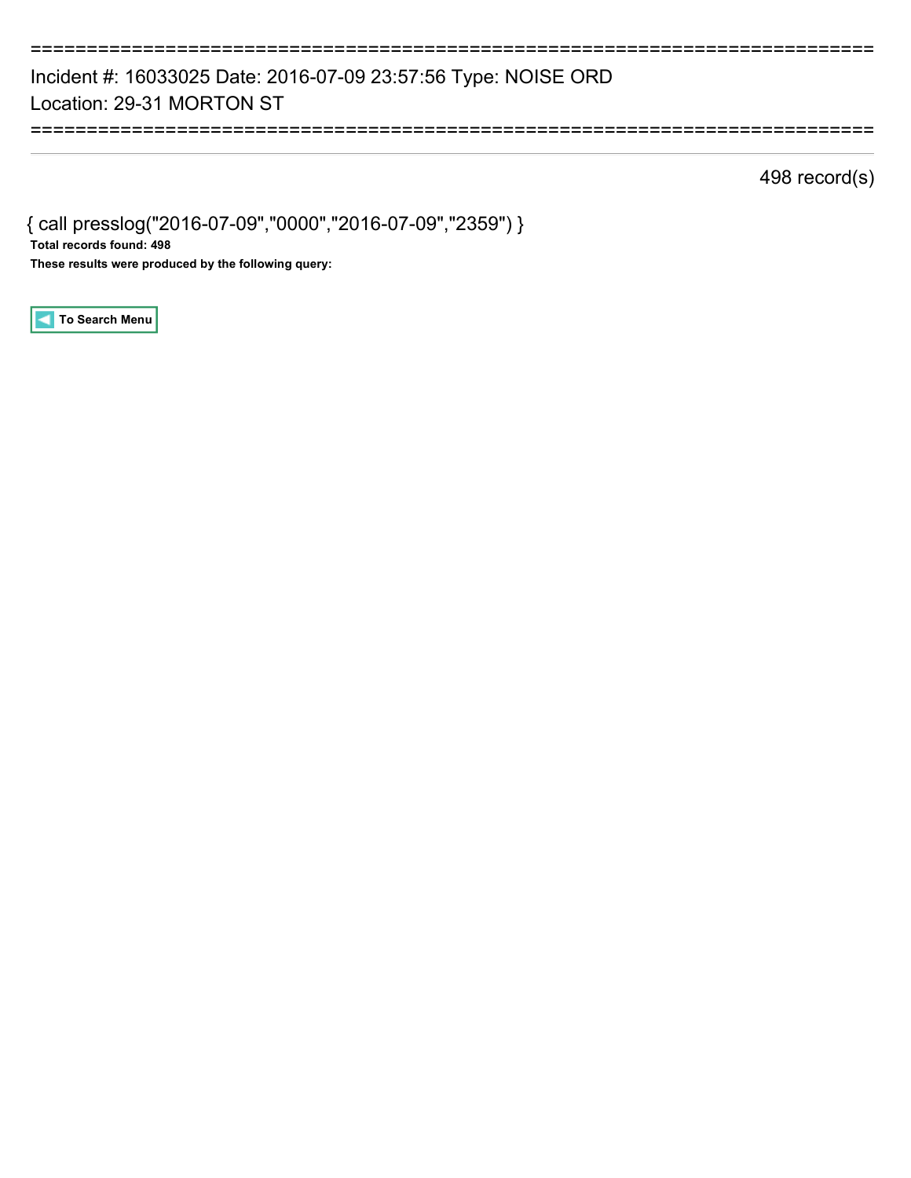===========================================================================
Incident #: 16033025 Date: 2016-07-09 23:57:56 Type: NOISE ORD
Location: 29-31 MORTON ST
===========================================================================

---

498 record(s)

{ call presslog("2016-07-09","0000","2016-07-09","2359") }

**Total records found: 498**

**These results were produced by the following query:**

**To Search Menu**